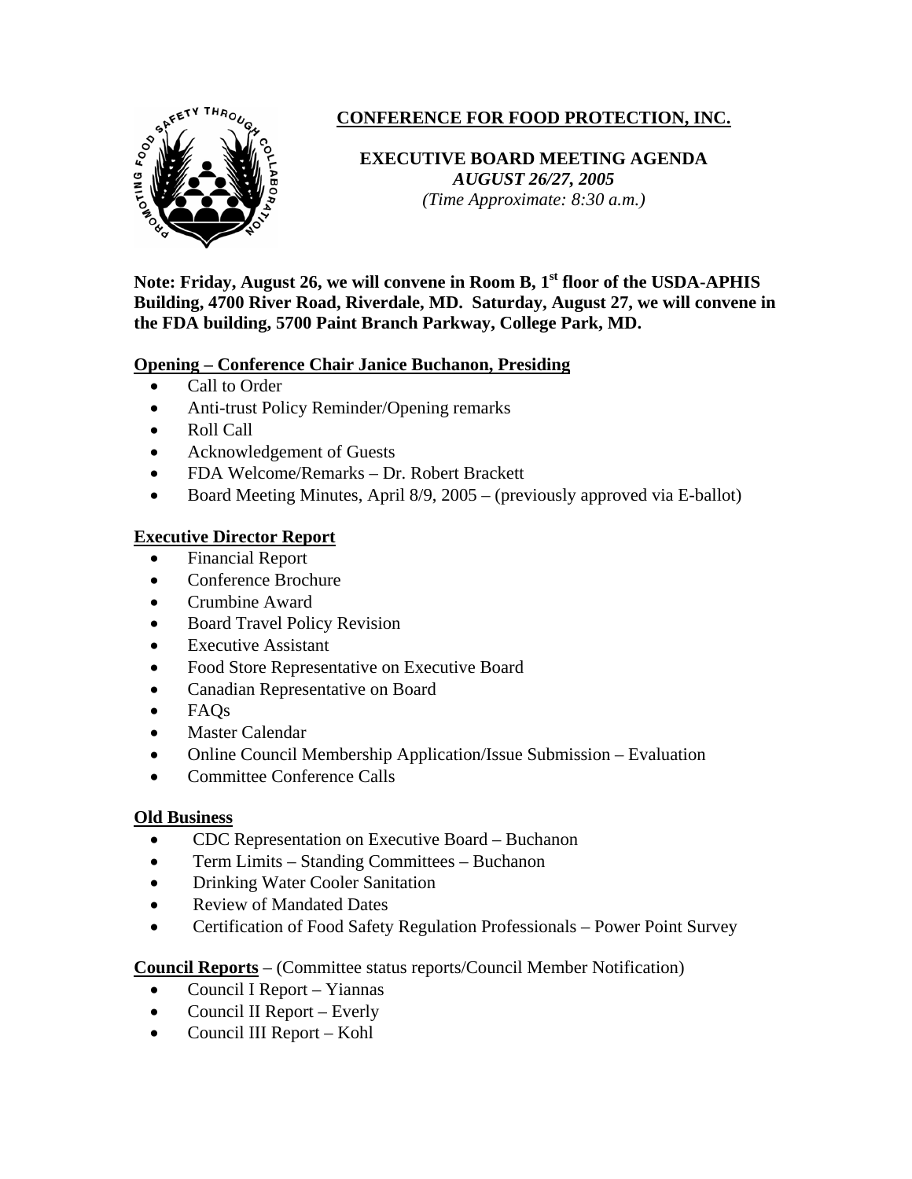# CONFERENCE FOR FOOD PROTECTION, INC.

**EXECUTIVE BOARD MEETING AGENDA**
***AUGUST 26/27, 2005***
*(Time Approximate: 8:30 a.m.)*

**Note: Friday, August 26, we will convene in Room B, 1st floor of the USDA-APHIS Building, 4700 River Road, Riverdale, MD. Saturday, August 27, we will convene in the FDA building, 5700 Paint Branch Parkway, College Park, MD.**

**Opening – Conference Chair Janice Buchanon, Presiding**

- Call to Order
- Anti-trust Policy Reminder/Opening remarks
- Roll Call
- Acknowledgement of Guests
- FDA Welcome/Remarks – Dr. Robert Brackett
- Board Meeting Minutes, April 8/9, 2005 – (previously approved via E-ballot)

**Executive Director Report**

- Financial Report
- Conference Brochure
- Crumbine Award
- Board Travel Policy Revision
- Executive Assistant
- Food Store Representative on Executive Board
- Canadian Representative on Board
- FAQs
- Master Calendar
- Online Council Membership Application/Issue Submission – Evaluation
- Committee Conference Calls

**Old Business**

- CDC Representation on Executive Board – Buchanon
- Term Limits – Standing Committees – Buchanon
- Drinking Water Cooler Sanitation
- Review of Mandated Dates
- Certification of Food Safety Regulation Professionals – Power Point Survey

**Council Reports** – (Committee status reports/Council Member Notification)

- Council I Report – Yiannas
- Council II Report – Everly
- Council III Report – Kohl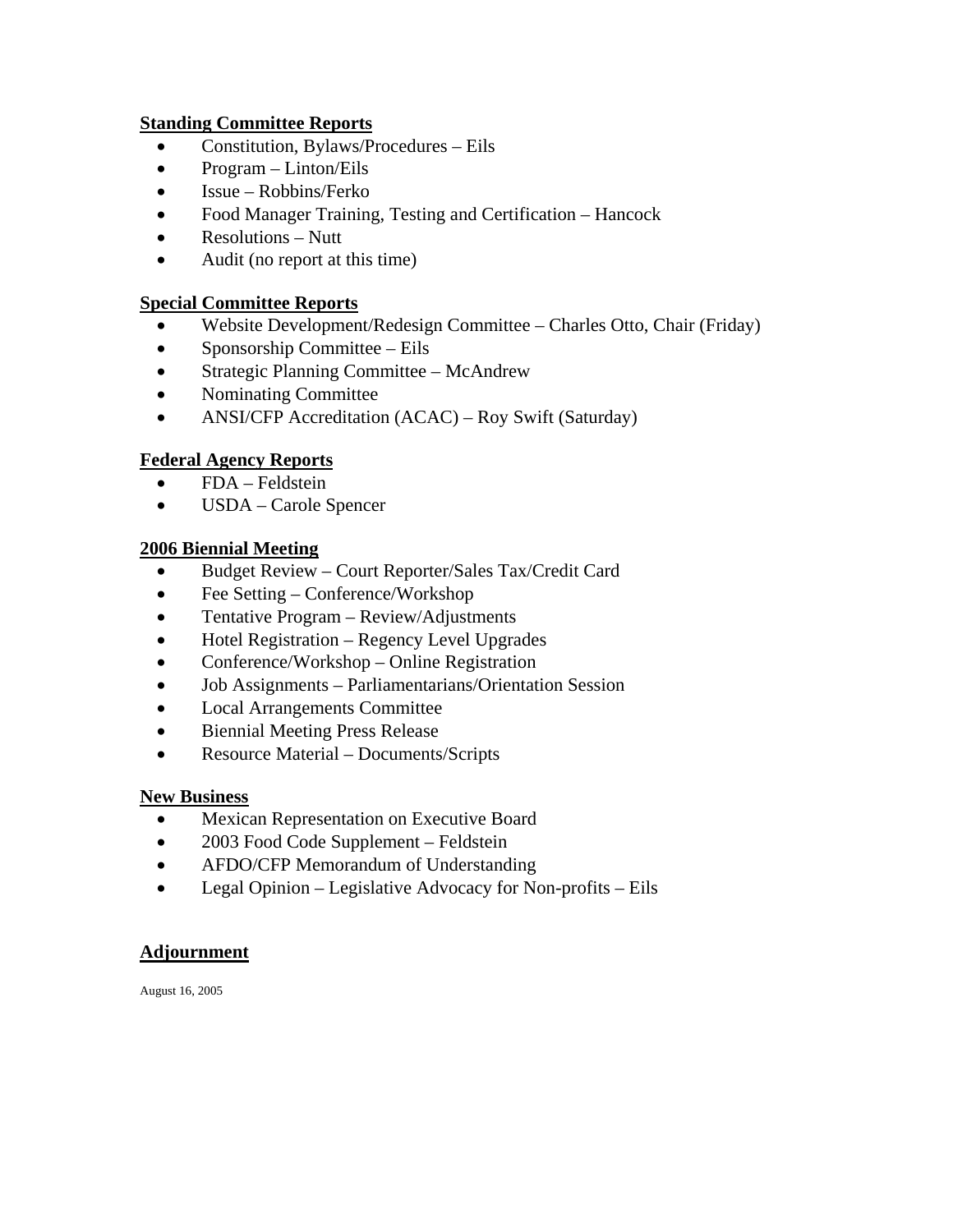**Standing Committee Reports**

- Constitution, Bylaws/Procedures – Eils
- Program – Linton/Eils
- Issue – Robbins/Ferko
- Food Manager Training, Testing and Certification – Hancock
- Resolutions – Nutt
- Audit (no report at this time)

**Special Committee Reports**

- Website Development/Redesign Committee – Charles Otto, Chair (Friday)
- Sponsorship Committee – Eils
- Strategic Planning Committee – McAndrew
- Nominating Committee
- ANSI/CFP Accreditation (ACAC) – Roy Swift (Saturday)

**Federal Agency Reports**

- FDA – Feldstein
- USDA – Carole Spencer

**2006 Biennial Meeting**

- Budget Review – Court Reporter/Sales Tax/Credit Card
- Fee Setting – Conference/Workshop
- Tentative Program – Review/Adjustments
- Hotel Registration – Regency Level Upgrades
- Conference/Workshop – Online Registration
- Job Assignments – Parliamentarians/Orientation Session
- Local Arrangements Committee
- Biennial Meeting Press Release
- Resource Material – Documents/Scripts

**New Business**

- Mexican Representation on Executive Board
- 2003 Food Code Supplement – Feldstein
- AFDO/CFP Memorandum of Understanding
- Legal Opinion – Legislative Advocacy for Non-profits – Eils

**Adjournment**

August 16, 2005